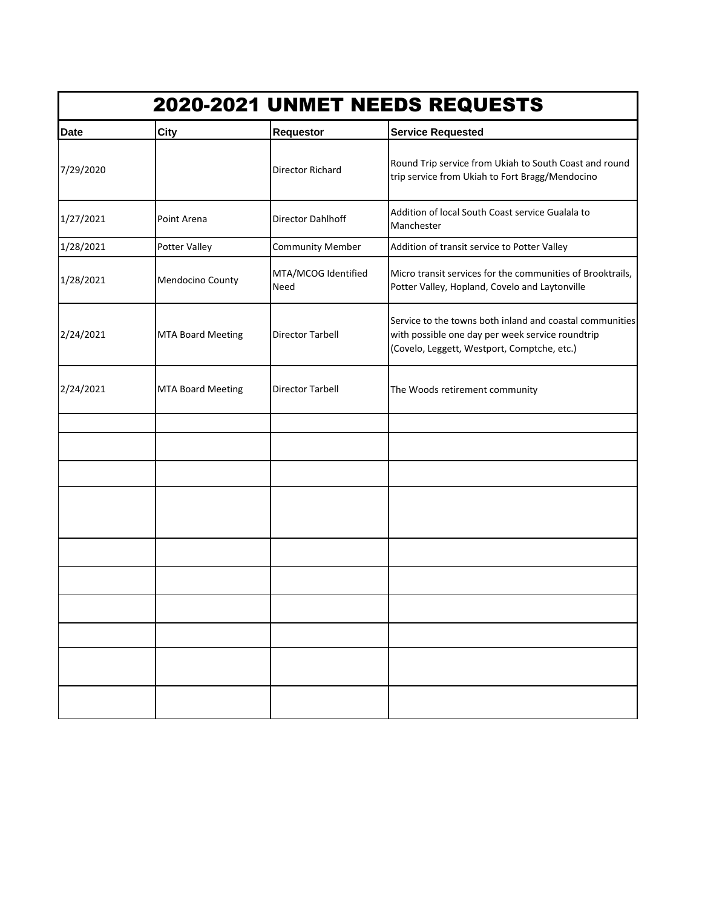# 2020-2021 UNMET NEEDS REQUESTS

| Date | City | Requestor | Service Requested |
|---|---|---|---|
| 7/29/2020 | | Director Richard | Round Trip service from Ukiah to South Coast and round trip service from Ukiah to Fort Bragg/Mendocino |
| 1/27/2021 | Point Arena | Director Dahlhoff | Addition of local South Coast service Gualala to Manchester |
| 1/28/2021 | Potter Valley | Community Member | Addition of transit service to Potter Valley |
| 1/28/2021 | Mendocino County | MTA/MCOG Identified Need | Micro transit services for the communities of Brooktrails, Potter Valley, Hopland, Covelo and Laytonville |
| 2/24/2021 | MTA Board Meeting | Director Tarbell | Service to the towns both inland and coastal communities with possible one day per week service roundtrip (Covelo, Leggett, Westport, Comptche, etc.) |
| 2/24/2021 | MTA Board Meeting | Director Tarbell | The Woods retirement community |
| | | | |
| | | | |
| | | | |
| | | | |
| | | | |
| | | | |
| | | | |
| | | | |
| | | | |
| | | | |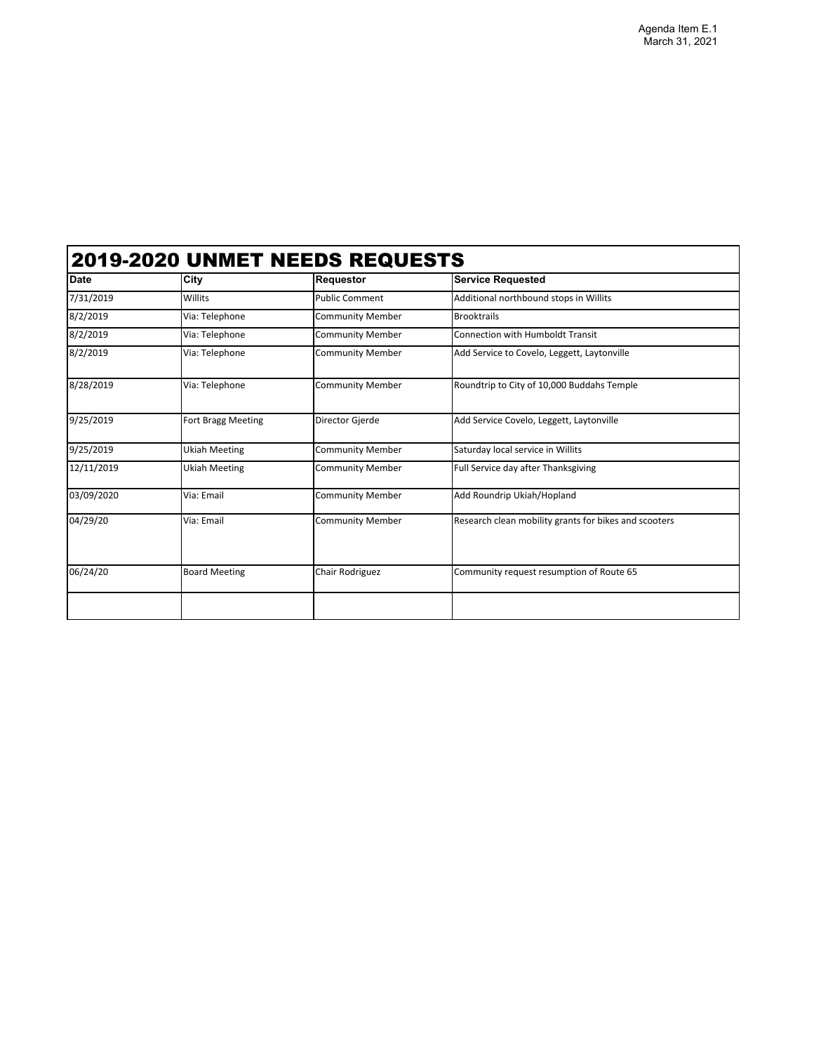Agenda Item E.1
March 31, 2021

## 2019-2020 UNMET NEEDS REQUESTS

| Date | City | Requestor | Service Requested |
|---|---|---|---|
| 7/31/2019 | Willits | Public Comment | Additional northbound stops in Willits |
| 8/2/2019 | Via: Telephone | Community Member | Brooktrails |
| 8/2/2019 | Via: Telephone | Community Member | Connection with Humboldt Transit |
| 8/2/2019 | Via: Telephone | Community Member | Add Service to Covelo, Leggett, Laytonville |
| 8/28/2019 | Via: Telephone | Community Member | Roundtrip to City of 10,000 Buddahs Temple |
| 9/25/2019 | Fort Bragg Meeting | Director Gjerde | Add Service Covelo, Leggett, Laytonville |
| 9/25/2019 | Ukiah Meeting | Community Member | Saturday local service in Willits |
| 12/11/2019 | Ukiah Meeting | Community Member | Full Service day after Thanksgiving |
| 03/09/2020 | Via: Email | Community Member | Add Roundrip Ukiah/Hopland |
| 04/29/20 | Via: Email | Community Member | Research clean mobility grants for bikes and scooters |
| 06/24/20 | Board Meeting | Chair Rodriguez | Community request resumption of Route 65 |
| | | | |